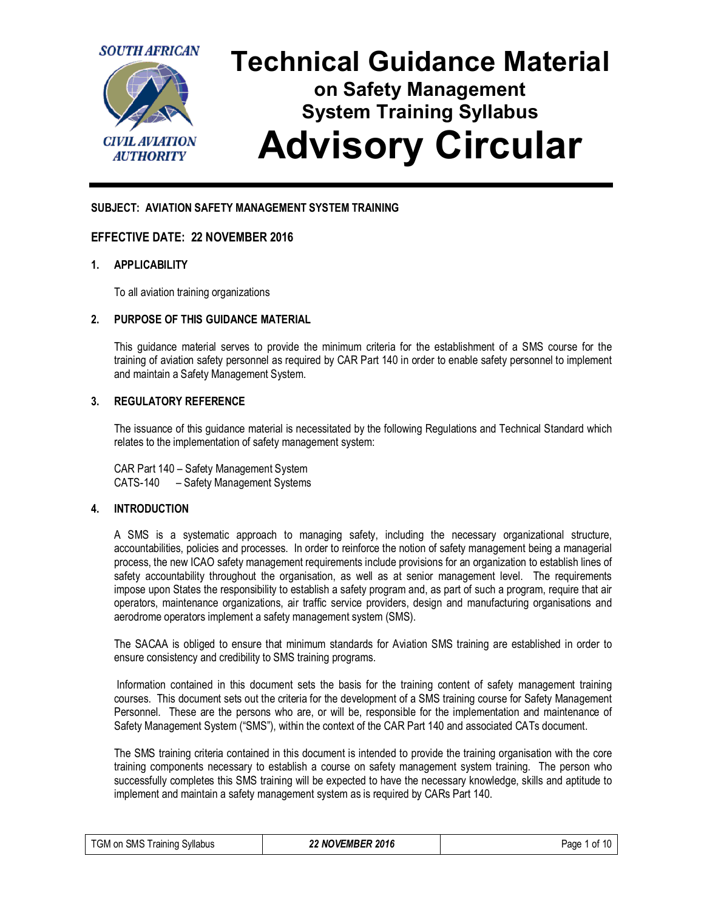SOUTH AFRICAN CIVIL AVIATION AUTHORITY

# Technical Guidance Material on Safety Management System Training Syllabus

# Advisory Circular

**SUBJECT: AVIATION SAFETY MANAGEMENT SYSTEM TRAINING**

**EFFECTIVE DATE: 22 NOVEMBER 2016**

## 1. APPLICABILITY

To all aviation training organizations

## 2. PURPOSE OF THIS GUIDANCE MATERIAL

This guidance material serves to provide the minimum criteria for the establishment of a SMS course for the training of aviation safety personnel as required by CAR Part 140 in order to enable safety personnel to implement and maintain a Safety Management System.

## 3. REGULATORY REFERENCE

The issuance of this guidance material is necessitated by the following Regulations and Technical Standard which relates to the implementation of safety management system:

CAR Part 140 – Safety Management System
CATS-140 – Safety Management Systems

## 4. INTRODUCTION

A SMS is a systematic approach to managing safety, including the necessary organizational structure, accountabilities, policies and processes. In order to reinforce the notion of safety management being a managerial process, the new ICAO safety management requirements include provisions for an organization to establish lines of safety accountability throughout the organisation, as well as at senior management level. The requirements impose upon States the responsibility to establish a safety program and, as part of such a program, require that air operators, maintenance organizations, air traffic service providers, design and manufacturing organisations and aerodrome operators implement a safety management system (SMS).

The SACAA is obliged to ensure that minimum standards for Aviation SMS training are established in order to ensure consistency and credibility to SMS training programs.

Information contained in this document sets the basis for the training content of safety management training courses. This document sets out the criteria for the development of a SMS training course for Safety Management Personnel. These are the persons who are, or will be, responsible for the implementation and maintenance of Safety Management System ("SMS"), within the context of the CAR Part 140 and associated CATs document.

The SMS training criteria contained in this document is intended to provide the training organisation with the core training components necessary to establish a course on safety management system training. The person who successfully completes this SMS training will be expected to have the necessary knowledge, skills and aptitude to implement and maintain a safety management system as is required by CARs Part 140.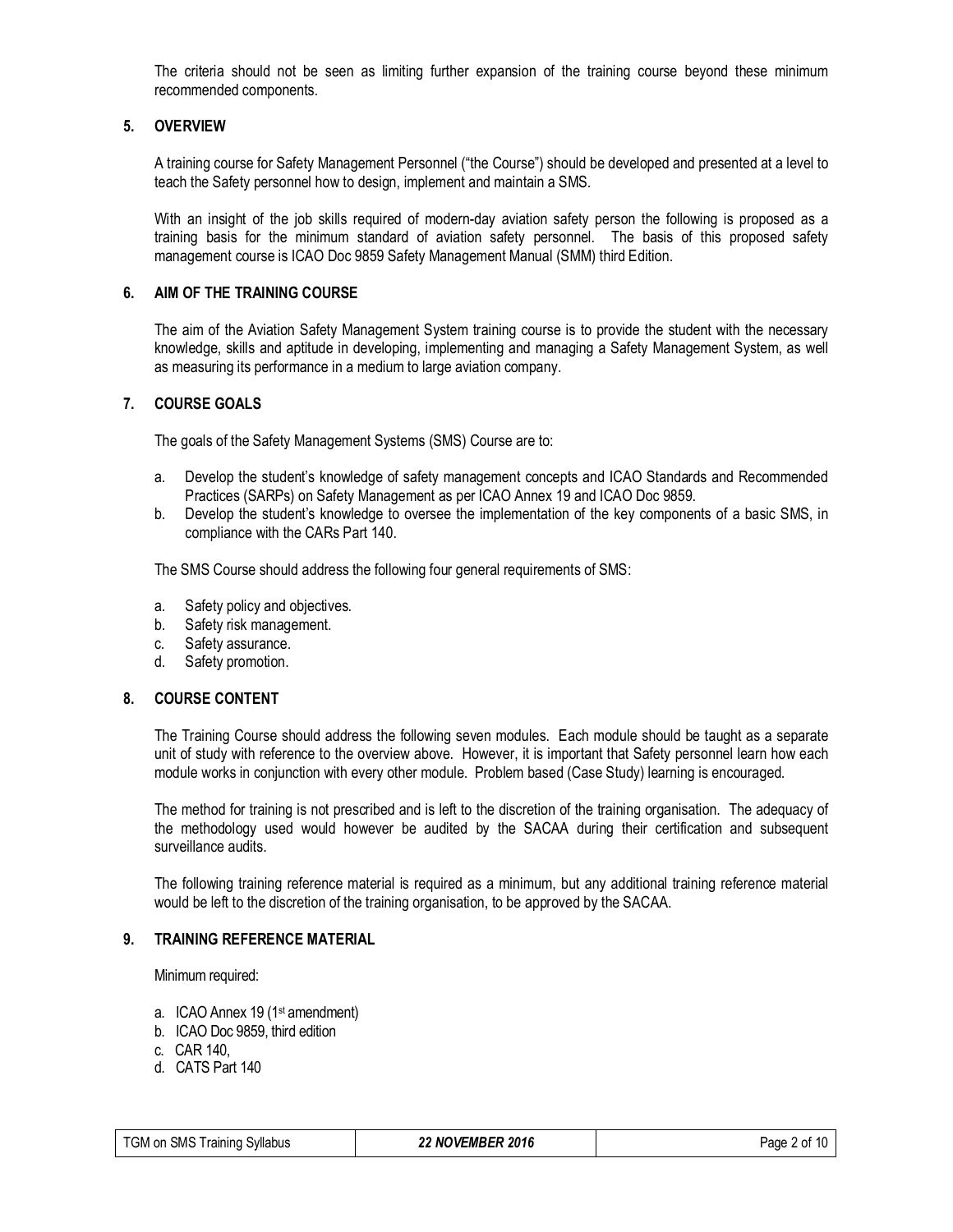The criteria should not be seen as limiting further expansion of the training course beyond these minimum recommended components.

## 5. OVERVIEW

A training course for Safety Management Personnel ("the Course") should be developed and presented at a level to teach the Safety personnel how to design, implement and maintain a SMS.

With an insight of the job skills required of modern-day aviation safety person the following is proposed as a training basis for the minimum standard of aviation safety personnel. The basis of this proposed safety management course is ICAO Doc 9859 Safety Management Manual (SMM) third Edition.

## 6. AIM OF THE TRAINING COURSE

The aim of the Aviation Safety Management System training course is to provide the student with the necessary knowledge, skills and aptitude in developing, implementing and managing a Safety Management System, as well as measuring its performance in a medium to large aviation company.

## 7. COURSE GOALS

The goals of the Safety Management Systems (SMS) Course are to:

a. Develop the student's knowledge of safety management concepts and ICAO Standards and Recommended Practices (SARPs) on Safety Management as per ICAO Annex 19 and ICAO Doc 9859.
b. Develop the student's knowledge to oversee the implementation of the key components of a basic SMS, in compliance with the CARs Part 140.

The SMS Course should address the following four general requirements of SMS:

a. Safety policy and objectives.
b. Safety risk management.
c. Safety assurance.
d. Safety promotion.

## 8. COURSE CONTENT

The Training Course should address the following seven modules. Each module should be taught as a separate unit of study with reference to the overview above. However, it is important that Safety personnel learn how each module works in conjunction with every other module. Problem based (Case Study) learning is encouraged.

The method for training is not prescribed and is left to the discretion of the training organisation. The adequacy of the methodology used would however be audited by the SACAA during their certification and subsequent surveillance audits.

The following training reference material is required as a minimum, but any additional training reference material would be left to the discretion of the training organisation, to be approved by the SACAA.

## 9. TRAINING REFERENCE MATERIAL

Minimum required:

a. ICAO Annex 19 (1st amendment)
b. ICAO Doc 9859, third edition
c. CAR 140,
d. CATS Part 140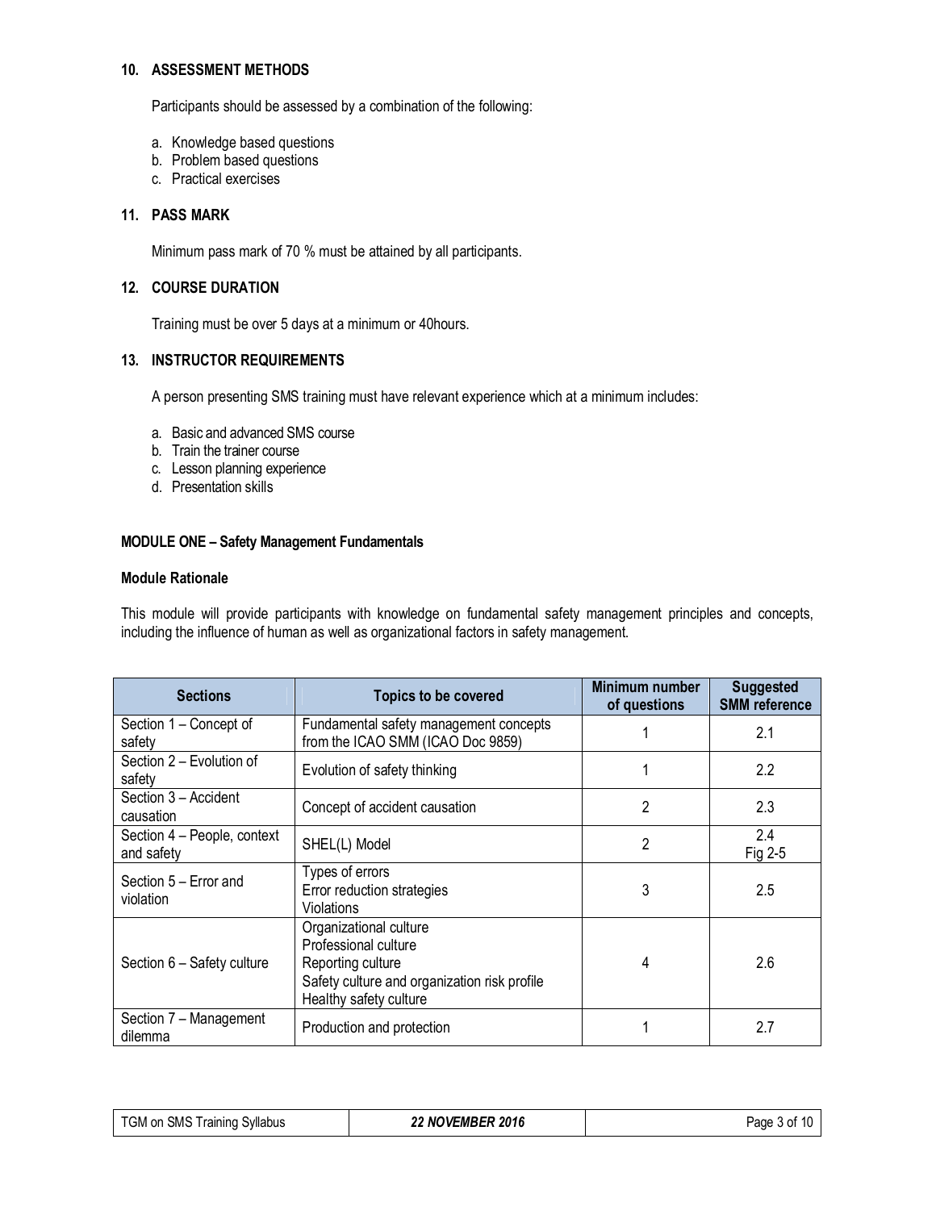### 10. ASSESSMENT METHODS

Participants should be assessed by a combination of the following:

a. Knowledge based questions
b. Problem based questions
c. Practical exercises

### 11. PASS MARK

Minimum pass mark of 70 % must be attained by all participants.

### 12. COURSE DURATION

Training must be over 5 days at a minimum or 40hours.

### 13. INSTRUCTOR REQUIREMENTS

A person presenting SMS training must have relevant experience which at a minimum includes:

a. Basic and advanced SMS course
b. Train the trainer course
c. Lesson planning experience
d. Presentation skills

## MODULE ONE – Safety Management Fundamentals

**Module Rationale**

This module will provide participants with knowledge on fundamental safety management principles and concepts, including the influence of human as well as organizational factors in safety management.

| Sections | Topics to be covered | Minimum number of questions | Suggested SMM reference |
|---|---|---|---|
| Section 1 – Concept of safety | Fundamental safety management concepts from the ICAO SMM (ICAO Doc 9859) | 1 | 2.1 |
| Section 2 – Evolution of safety | Evolution of safety thinking | 1 | 2.2 |
| Section 3 – Accident causation | Concept of accident causation | 2 | 2.3 |
| Section 4 – People, context and safety | SHEL(L) Model | 2 | 2.4<br>Fig 2-5 |
| Section 5 – Error and violation | Types of errors<br>Error reduction strategies<br>Violations | 3 | 2.5 |
| Section 6 – Safety culture | Organizational culture<br>Professional culture<br>Reporting culture<br>Safety culture and organization risk profile<br>Healthy safety culture | 4 | 2.6 |
| Section 7 – Management dilemma | Production and protection | 1 | 2.7 |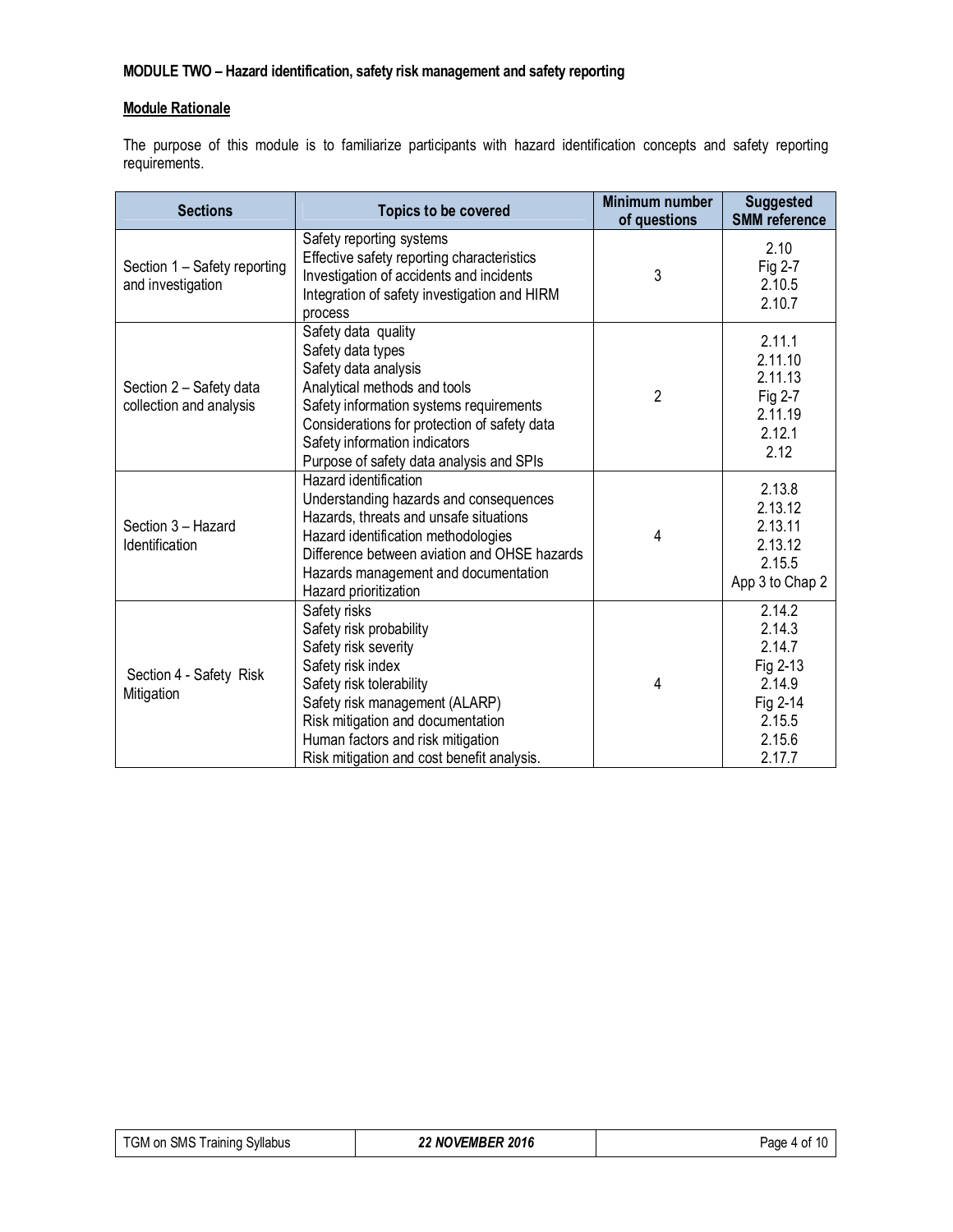**MODULE TWO – Hazard identification, safety risk management and safety reporting**

**Module Rationale**

The purpose of this module is to familiarize participants with hazard identification concepts and safety reporting requirements.

| Sections | Topics to be covered | Minimum number of questions | Suggested SMM reference |
|---|---|---|---|
| Section 1 – Safety reporting and investigation | Safety reporting systems<br>Effective safety reporting characteristics<br>Investigation of accidents and incidents<br>Integration of safety investigation and HIRM process | 3 | 2.10<br>Fig 2-7<br>2.10.5<br>2.10.7 |
| Section 2 – Safety data collection and analysis | Safety data quality<br>Safety data types<br>Safety data analysis<br>Analytical methods and tools<br>Safety information systems requirements<br>Considerations for protection of safety data<br>Safety information indicators<br>Purpose of safety data analysis and SPIs | 2 | 2.11.1<br>2.11.10<br>2.11.13<br>Fig 2-7<br>2.11.19<br>2.12.1<br>2.12 |
| Section 3 – Hazard Identification | Hazard identification<br>Understanding hazards and consequences<br>Hazards, threats and unsafe situations<br>Hazard identification methodologies<br>Difference between aviation and OHSE hazards<br>Hazards management and documentation<br>Hazard prioritization | 4 | 2.13.8<br>2.13.12<br>2.13.11<br>2.13.12<br>2.15.5<br>App 3 to Chap 2 |
| Section 4 - Safety Risk Mitigation | Safety risks<br>Safety risk probability<br>Safety risk severity<br>Safety risk index<br>Safety risk tolerability<br>Safety risk management (ALARP)<br>Risk mitigation and documentation<br>Human factors and risk mitigation<br>Risk mitigation and cost benefit analysis. | 4 | 2.14.2<br>2.14.3<br>2.14.7<br>Fig 2-13<br>2.14.9<br>Fig 2-14<br>2.15.5<br>2.15.6<br>2.17.7 |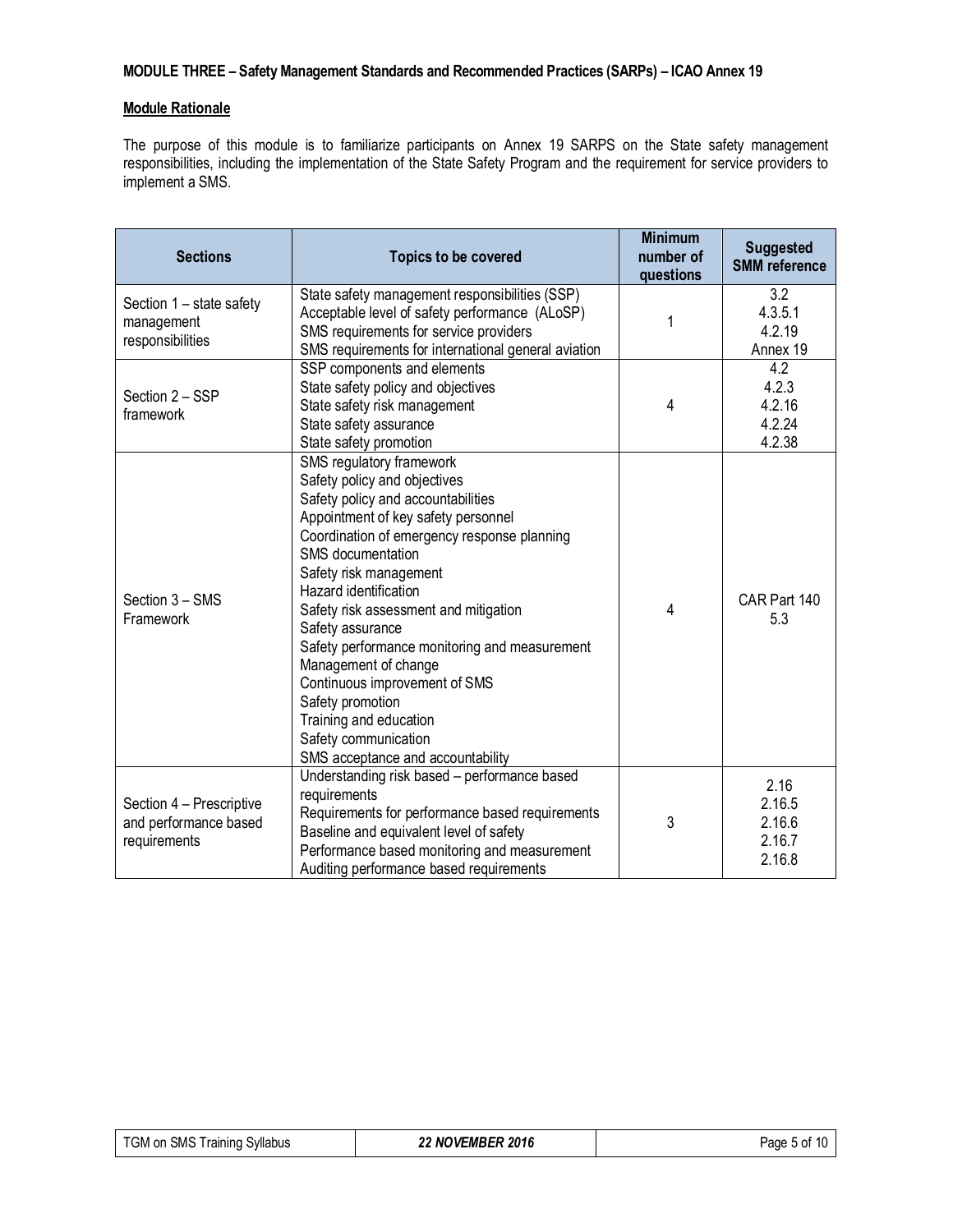**MODULE THREE – Safety Management Standards and Recommended Practices (SARPs) – ICAO Annex 19**

**Module Rationale**

The purpose of this module is to familiarize participants on Annex 19 SARPS on the State safety management responsibilities, including the implementation of the State Safety Program and the requirement for service providers to implement a SMS.

| Sections | Topics to be covered | Minimum number of questions | Suggested SMM reference |
|---|---|---|---|
| Section 1 – state safety management responsibilities | State safety management responsibilities (SSP)<br>Acceptable level of safety performance (ALoSP)<br>SMS requirements for service providers<br>SMS requirements for international general aviation | 1 | 3.2<br>4.3.5.1<br>4.2.19<br>Annex 19 |
| Section 2 – SSP framework | SSP components and elements<br>State safety policy and objectives<br>State safety risk management<br>State safety assurance<br>State safety promotion | 4 | 4.2<br>4.2.3<br>4.2.16<br>4.2.24<br>4.2.38 |
| Section 3 – SMS Framework | SMS regulatory framework<br>Safety policy and objectives<br>Safety policy and accountabilities<br>Appointment of key safety personnel<br>Coordination of emergency response planning<br>SMS documentation<br>Safety risk management<br>Hazard identification<br>Safety risk assessment and mitigation<br>Safety assurance<br>Safety performance monitoring and measurement<br>Management of change<br>Continuous improvement of SMS<br>Safety promotion<br>Training and education<br>Safety communication<br>SMS acceptance and accountability | 4 | CAR Part 140<br>5.3 |
| Section 4 – Prescriptive and performance based requirements | Understanding risk based – performance based requirements<br>Requirements for performance based requirements<br>Baseline and equivalent level of safety<br>Performance based monitoring and measurement<br>Auditing performance based requirements | 3 | 2.16<br>2.16.5<br>2.16.6<br>2.16.7<br>2.16.8 |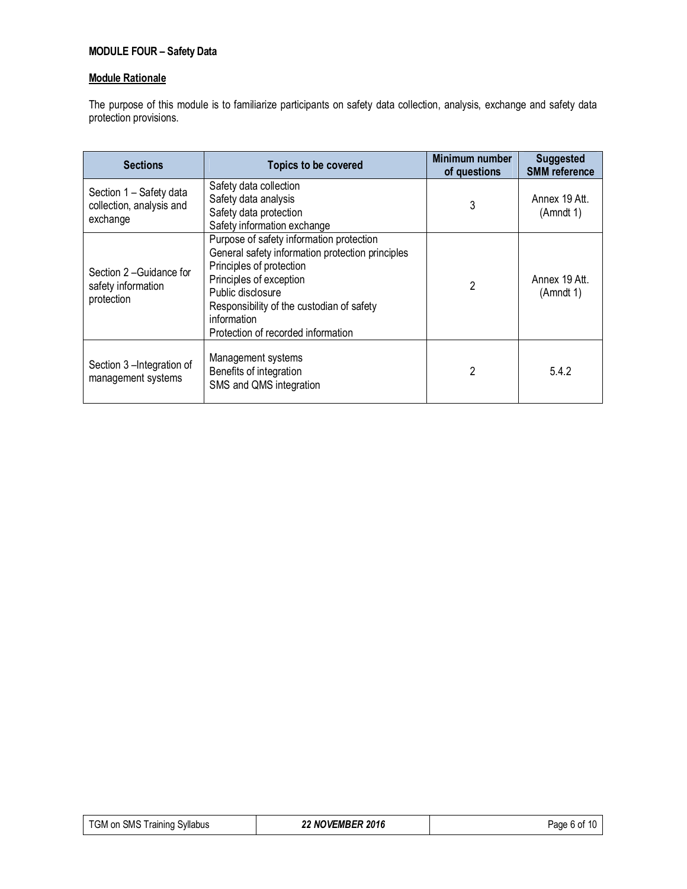**MODULE FOUR – Safety Data**

**Module Rationale**

The purpose of this module is to familiarize participants on safety data collection, analysis, exchange and safety data protection provisions.

| Sections | Topics to be covered | Minimum number of questions | Suggested SMM reference |
|---|---|---|---|
| Section 1 – Safety data collection, analysis and exchange | Safety data collection<br>Safety data analysis<br>Safety data protection<br>Safety information exchange | 3 | Annex 19 Att. (Amndt 1) |
| Section 2 –Guidance for safety information protection | Purpose of safety information protection<br>General safety information protection principles<br>Principles of protection<br>Principles of exception<br>Public disclosure<br>Responsibility of the custodian of safety information<br>Protection of recorded information | 2 | Annex 19 Att. (Amndt 1) |
| Section 3 –Integration of management systems | Management systems<br>Benefits of integration<br>SMS and QMS integration | 2 | 5.4.2 |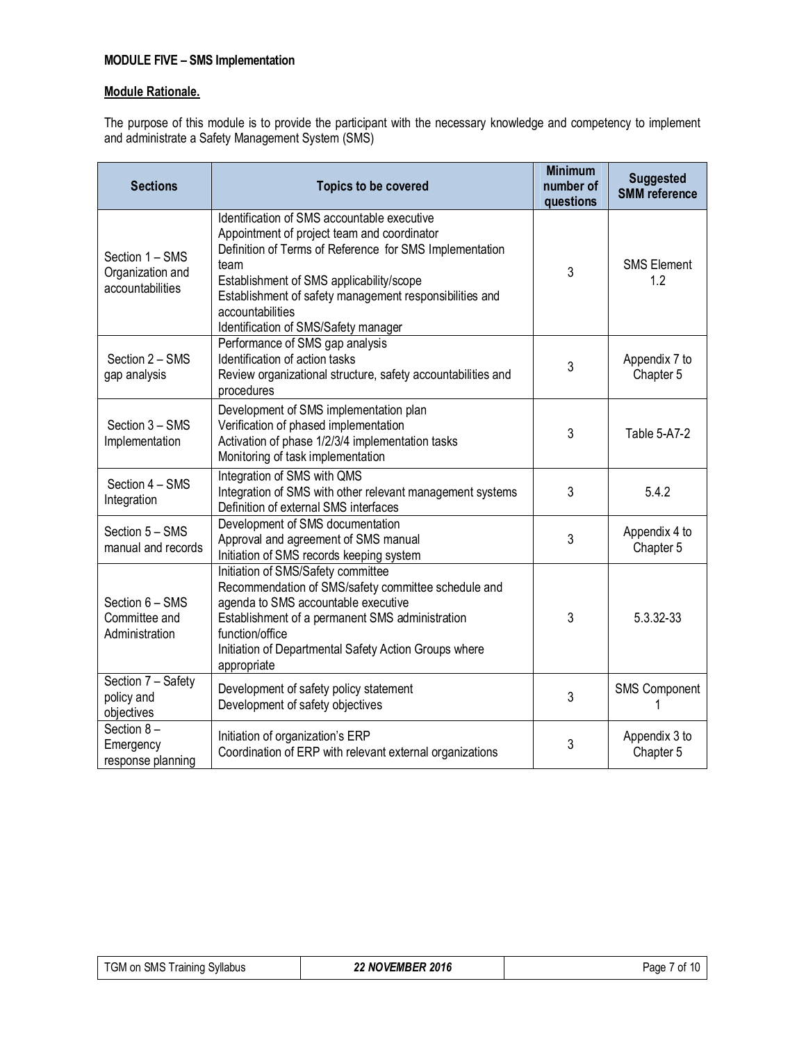**MODULE FIVE – SMS Implementation**

**Module Rationale.**

The purpose of this module is to provide the participant with the necessary knowledge and competency to implement and administrate a Safety Management System (SMS)

| Sections | Topics to be covered | Minimum number of questions | Suggested SMM reference |
|---|---|---|---|
| Section 1 – SMS Organization and accountabilities | Identification of SMS accountable executive<br>Appointment of project team and coordinator<br>Definition of Terms of Reference for SMS Implementation team<br>Establishment of SMS applicability/scope<br>Establishment of safety management responsibilities and accountabilities<br>Identification of SMS/Safety manager | 3 | SMS Element 1.2 |
| Section 2 – SMS gap analysis | Performance of SMS gap analysis<br>Identification of action tasks<br>Review organizational structure, safety accountabilities and procedures | 3 | Appendix 7 to Chapter 5 |
| Section 3 – SMS Implementation | Development of SMS implementation plan<br>Verification of phased implementation<br>Activation of phase 1/2/3/4 implementation tasks<br>Monitoring of task implementation | 3 | Table 5-A7-2 |
| Section 4 – SMS Integration | Integration of SMS with QMS<br>Integration of SMS with other relevant management systems<br>Definition of external SMS interfaces | 3 | 5.4.2 |
| Section 5 – SMS manual and records | Development of SMS documentation<br>Approval and agreement of SMS manual<br>Initiation of SMS records keeping system | 3 | Appendix 4 to Chapter 5 |
| Section 6 – SMS Committee and Administration | Initiation of SMS/Safety committee<br>Recommendation of SMS/safety committee schedule and agenda to SMS accountable executive<br>Establishment of a permanent SMS administration function/office<br>Initiation of Departmental Safety Action Groups where appropriate | 3 | 5.3.32-33 |
| Section 7 – Safety policy and objectives | Development of safety policy statement<br>Development of safety objectives | 3 | SMS Component 1 |
| Section 8 – Emergency response planning | Initiation of organization's ERP<br>Coordination of ERP with relevant external organizations | 3 | Appendix 3 to Chapter 5 |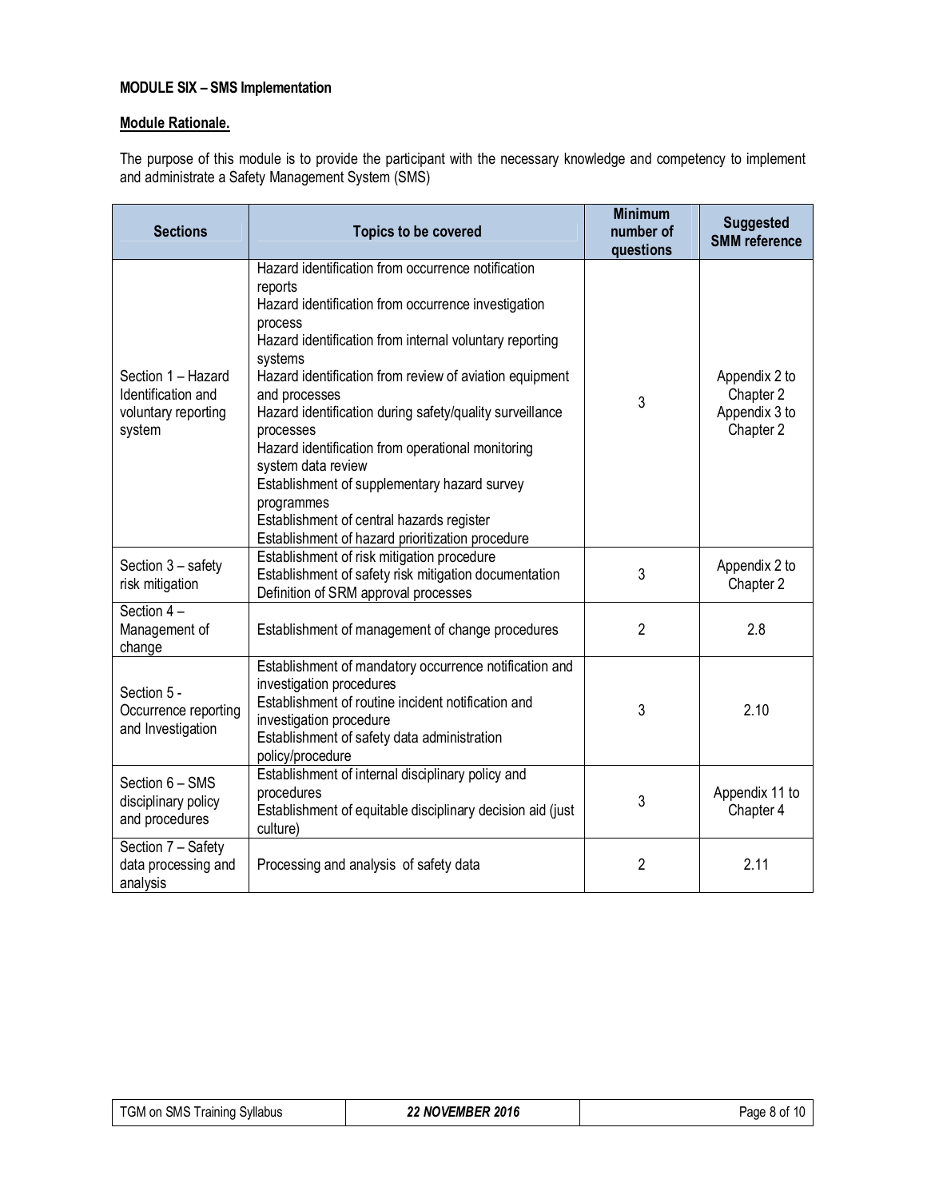**MODULE SIX – SMS Implementation**

**Module Rationale.**

The purpose of this module is to provide the participant with the necessary knowledge and competency to implement and administrate a Safety Management System (SMS)

| Sections | Topics to be covered | Minimum number of questions | Suggested SMM reference |
|---|---|---|---|
| Section 1 – Hazard Identification and voluntary reporting system | Hazard identification from occurrence notification reports<br>Hazard identification from occurrence investigation process<br>Hazard identification from internal voluntary reporting systems<br>Hazard identification from review of aviation equipment and processes<br>Hazard identification during safety/quality surveillance processes<br>Hazard identification from operational monitoring system data review<br>Establishment of supplementary hazard survey programmes<br>Establishment of central hazards register<br>Establishment of hazard prioritization procedure | 3 | Appendix 2 to Chapter 2<br>Appendix 3 to Chapter 2 |
| Section 3 – safety risk mitigation | Establishment of risk mitigation procedure<br>Establishment of safety risk mitigation documentation<br>Definition of SRM approval processes | 3 | Appendix 2 to Chapter 2 |
| Section 4 – Management of change | Establishment of management of change procedures | 2 | 2.8 |
| Section 5 - Occurrence reporting and Investigation | Establishment of mandatory occurrence notification and investigation procedures<br>Establishment of routine incident notification and investigation procedure<br>Establishment of safety data administration policy/procedure | 3 | 2.10 |
| Section 6 – SMS disciplinary policy and procedures | Establishment of internal disciplinary policy and procedures<br>Establishment of equitable disciplinary decision aid (just culture) | 3 | Appendix 11 to Chapter 4 |
| Section 7 – Safety data processing and analysis | Processing and analysis of safety data | 2 | 2.11 |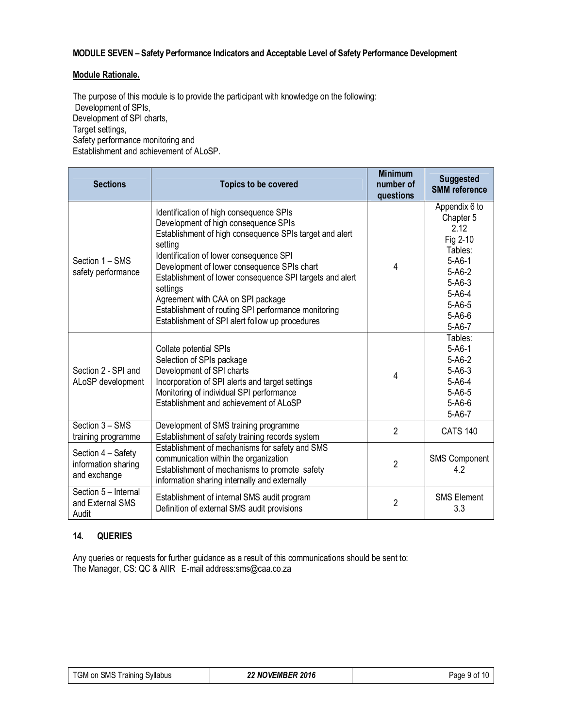**MODULE SEVEN – Safety Performance Indicators and Acceptable Level of Safety Performance Development**

**Module Rationale.**

The purpose of this module is to provide the participant with knowledge on the following:
Development of SPIs,
Development of SPI charts,
Target settings,
Safety performance monitoring and
Establishment and achievement of ALoSP.

| Sections | Topics to be covered | Minimum number of questions | Suggested SMM reference |
|---|---|---|---|
| Section 1 – SMS safety performance | Identification of high consequence SPIs<br>Development of high consequence SPIs<br>Establishment of high consequence SPIs target and alert setting<br>Identification of lower consequence SPI<br>Development of lower consequence SPIs chart<br>Establishment of lower consequence SPI targets and alert settings<br>Agreement with CAA on SPI package<br>Establishment of routing SPI performance monitoring<br>Establishment of SPI alert follow up procedures | 4 | Appendix 6 to Chapter 5<br>2.12<br>Fig 2-10<br>Tables:<br>5-A6-1<br>5-A6-2<br>5-A6-3<br>5-A6-4<br>5-A6-5<br>5-A6-6<br>5-A6-7 |
| Section 2 - SPI and ALoSP development | Collate potential SPIs<br>Selection of SPIs package<br>Development of SPI charts<br>Incorporation of SPI alerts and target settings<br>Monitoring of individual SPI performance<br>Establishment and achievement of ALoSP | 4 | Tables:<br>5-A6-1<br>5-A6-2<br>5-A6-3<br>5-A6-4<br>5-A6-5<br>5-A6-6<br>5-A6-7 |
| Section 3 – SMS training programme | Development of SMS training programme<br>Establishment of safety training records system | 2 | CATS 140 |
| Section 4 – Safety information sharing and exchange | Establishment of mechanisms for safety and SMS communication within the organization<br>Establishment of mechanisms to promote safety information sharing internally and externally | 2 | SMS Component 4.2 |
| Section 5 – Internal and External SMS Audit | Establishment of internal SMS audit program<br>Definition of external SMS audit provisions | 2 | SMS Element 3.3 |

## 14. QUERIES

Any queries or requests for further guidance as a result of this communications should be sent to:
The Manager, CS: QC & AIIR E-mail address:sms@caa.co.za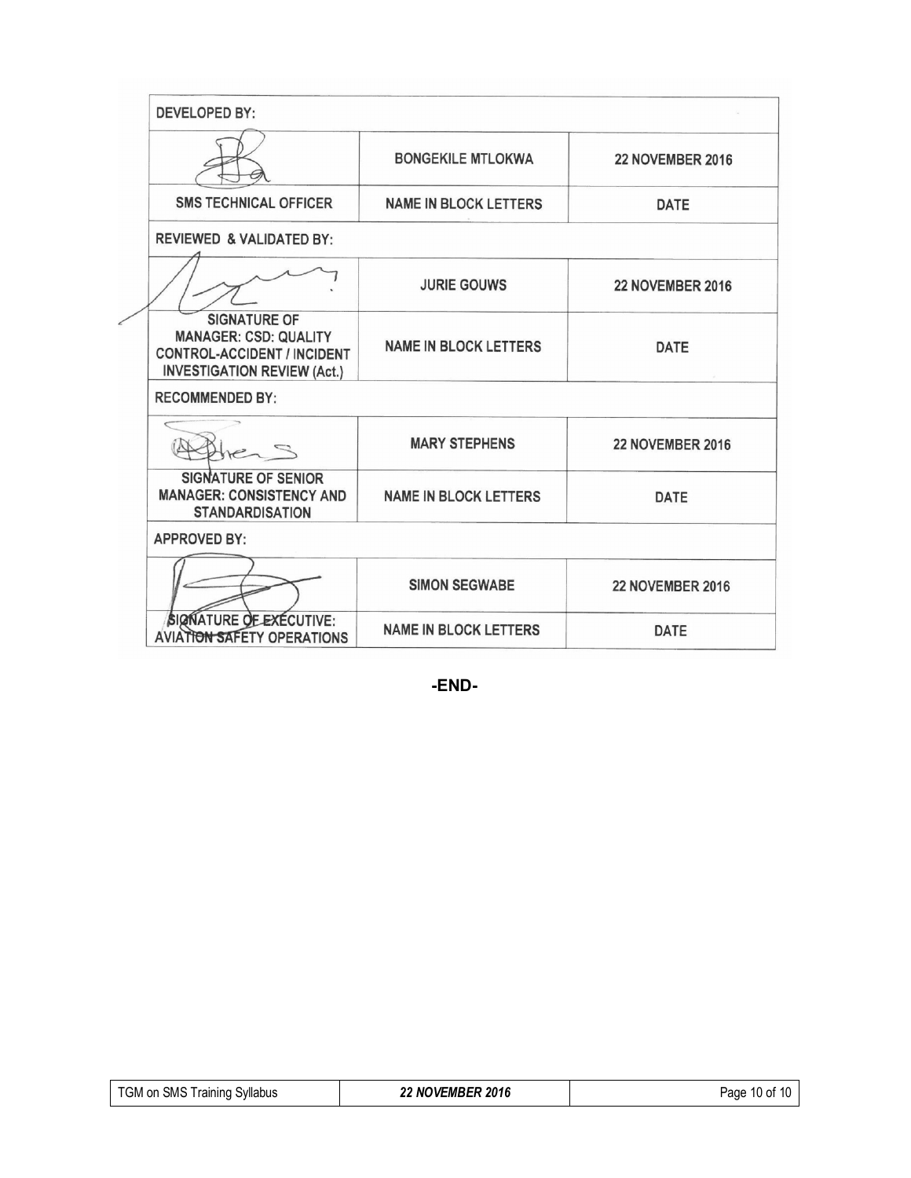| DEVELOPED BY: | | |
|---|---|---|
| | BONGEKILE MTLOKWA | 22 NOVEMBER 2016 |
| SMS TECHNICAL OFFICER | NAME IN BLOCK LETTERS | DATE |
| REVIEWED & VALIDATED BY: | | |
| | JURIE GOUWS | 22 NOVEMBER 2016 |
| SIGNATURE OF MANAGER: CSD: QUALITY CONTROL-ACCIDENT / INCIDENT INVESTIGATION REVIEW (Act.) | NAME IN BLOCK LETTERS | DATE |
| RECOMMENDED BY: | | |
| | MARY STEPHENS | 22 NOVEMBER 2016 |
| SIGNATURE OF SENIOR MANAGER: CONSISTENCY AND STANDARDISATION | NAME IN BLOCK LETTERS | DATE |
| APPROVED BY: | | |
| | SIMON SEGWABE | 22 NOVEMBER 2016 |
| SIGNATURE OF EXECUTIVE: AVIATION SAFETY OPERATIONS | NAME IN BLOCK LETTERS | DATE |

**-END-**